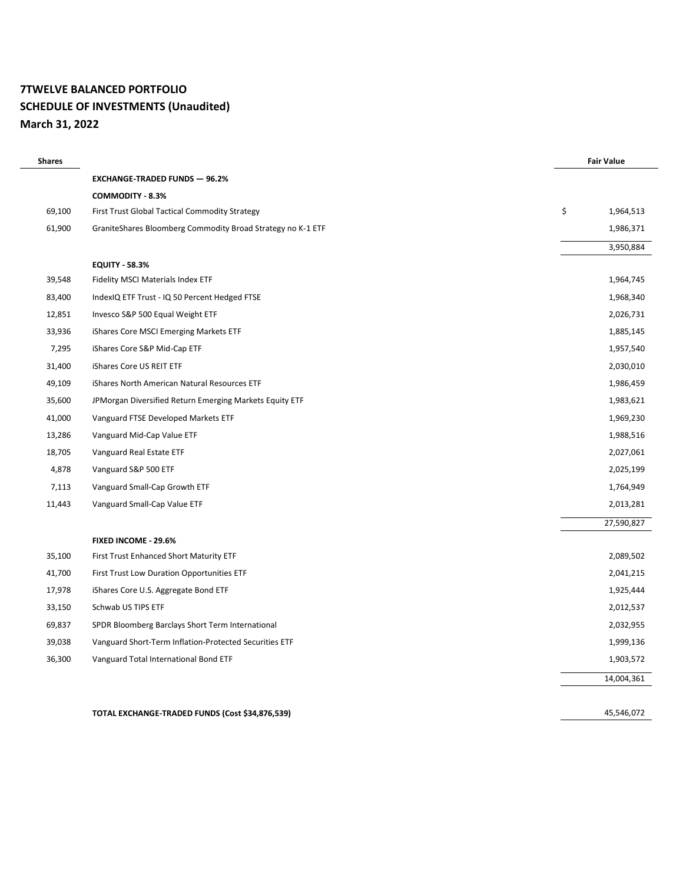**7TWELVE BALANCED PORTFOLIO**
**SCHEDULE OF INVESTMENTS (Unaudited)**
**March 31, 2022**

| Shares | | Fair Value |
|---|---|---|
| | **EXCHANGE-TRADED FUNDS — 96.2%** | |
| | **COMMODITY - 8.3%** | |
| 69,100 | First Trust Global Tactical Commodity Strategy | $ 1,964,513 |
| 61,900 | GraniteShares Bloomberg Commodity Broad Strategy no K-1 ETF | 1,986,371 |
| | | 3,950,884 |
| | **EQUITY - 58.3%** | |
| 39,548 | Fidelity MSCI Materials Index ETF | 1,964,745 |
| 83,400 | IndexIQ ETF Trust - IQ 50 Percent Hedged FTSE | 1,968,340 |
| 12,851 | Invesco S&P 500 Equal Weight ETF | 2,026,731 |
| 33,936 | iShares Core MSCI Emerging Markets ETF | 1,885,145 |
| 7,295 | iShares Core S&P Mid-Cap ETF | 1,957,540 |
| 31,400 | iShares Core US REIT ETF | 2,030,010 |
| 49,109 | iShares North American Natural Resources ETF | 1,986,459 |
| 35,600 | JPMorgan Diversified Return Emerging Markets Equity ETF | 1,983,621 |
| 41,000 | Vanguard FTSE Developed Markets ETF | 1,969,230 |
| 13,286 | Vanguard Mid-Cap Value ETF | 1,988,516 |
| 18,705 | Vanguard Real Estate ETF | 2,027,061 |
| 4,878 | Vanguard S&P 500 ETF | 2,025,199 |
| 7,113 | Vanguard Small-Cap Growth ETF | 1,764,949 |
| 11,443 | Vanguard Small-Cap Value ETF | 2,013,281 |
| | | 27,590,827 |
| | **FIXED INCOME - 29.6%** | |
| 35,100 | First Trust Enhanced Short Maturity ETF | 2,089,502 |
| 41,700 | First Trust Low Duration Opportunities ETF | 2,041,215 |
| 17,978 | iShares Core U.S. Aggregate Bond ETF | 1,925,444 |
| 33,150 | Schwab US TIPS ETF | 2,012,537 |
| 69,837 | SPDR Bloomberg Barclays Short Term International | 2,032,955 |
| 39,038 | Vanguard Short-Term Inflation-Protected Securities ETF | 1,999,136 |
| 36,300 | Vanguard Total International Bond ETF | 1,903,572 |
| | | 14,004,361 |
| | **TOTAL EXCHANGE-TRADED FUNDS (Cost $34,876,539)** | 45,546,072 |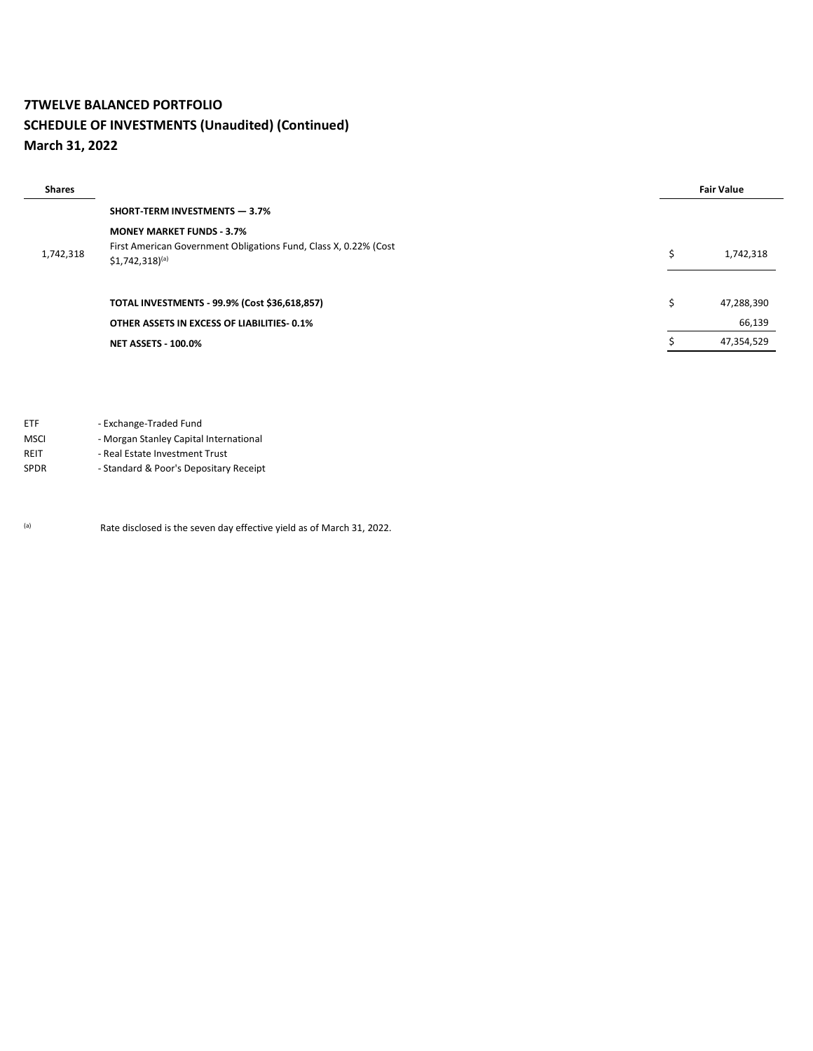# 7TWELVE BALANCED PORTFOLIO
## SCHEDULE OF INVESTMENTS (Unaudited) (Continued)
## March 31, 2022

| Shares | | Fair Value |
|---|---|---|
| | **SHORT-TERM INVESTMENTS — 3.7%** | |
| | **MONEY MARKET FUNDS - 3.7%** | |
| 1,742,318 | First American Government Obligations Fund, Class X, 0.22% (Cost $1,742,318)[(a)] | $ 1,742,318 |
| | | |
| | **TOTAL INVESTMENTS - 99.9% (Cost $36,618,857)** | $ 47,288,390 |
| | **OTHER ASSETS IN EXCESS OF LIABILITIES- 0.1%** | 66,139 |
| | **NET ASSETS - 100.0%** | $ 47,354,529 |

ETF - Exchange-Traded Fund
MSCI - Morgan Stanley Capital International
REIT - Real Estate Investment Trust
SPDR - Standard & Poor's Depositary Receipt

(a) Rate disclosed is the seven day effective yield as of March 31, 2022.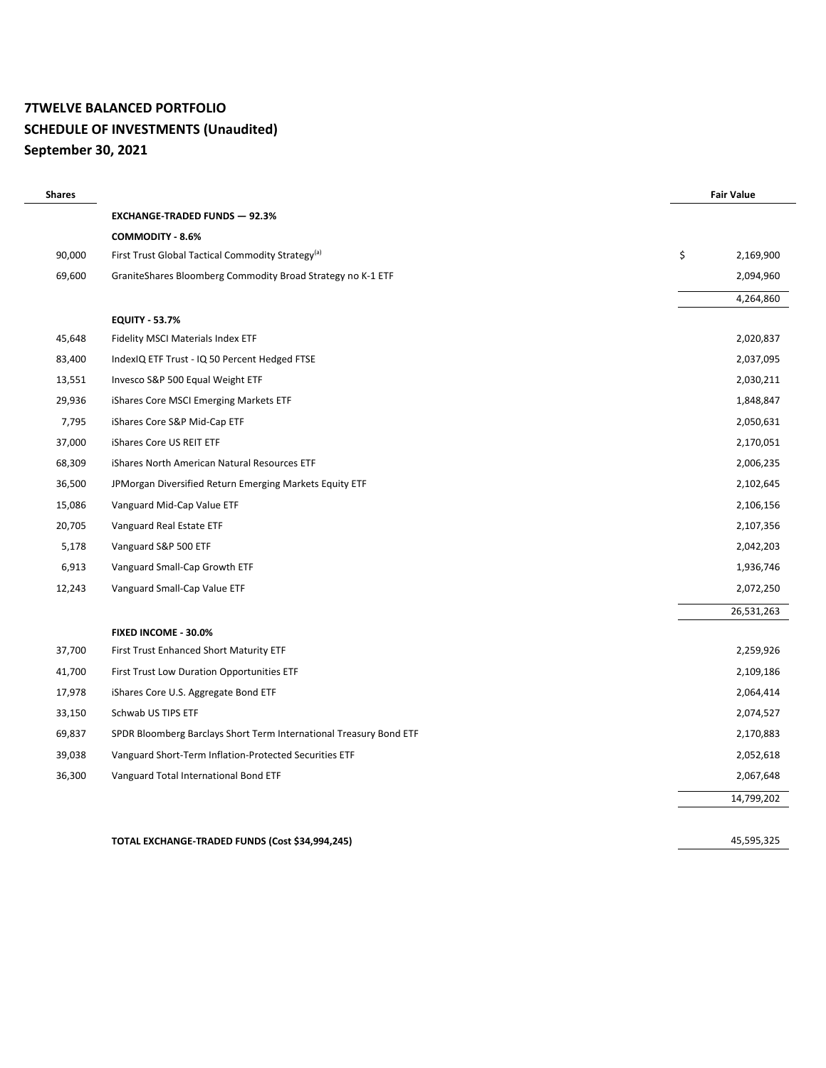**7TWELVE BALANCED PORTFOLIO**
**SCHEDULE OF INVESTMENTS (Unaudited)**
**September 30, 2021**

| Shares | | Fair Value |
|---|---|---|
| | **EXCHANGE-TRADED FUNDS — 92.3%** | |
| | **COMMODITY - 8.6%** | |
| 90,000 | First Trust Global Tactical Commodity Strategy[(a)] | $ 2,169,900 |
| 69,600 | GraniteShares Bloomberg Commodity Broad Strategy no K-1 ETF | 2,094,960 |
| | | 4,264,860 |
| | **EQUITY - 53.7%** | |
| 45,648 | Fidelity MSCI Materials Index ETF | 2,020,837 |
| 83,400 | IndexIQ ETF Trust - IQ 50 Percent Hedged FTSE | 2,037,095 |
| 13,551 | Invesco S&P 500 Equal Weight ETF | 2,030,211 |
| 29,936 | iShares Core MSCI Emerging Markets ETF | 1,848,847 |
| 7,795 | iShares Core S&P Mid-Cap ETF | 2,050,631 |
| 37,000 | iShares Core US REIT ETF | 2,170,051 |
| 68,309 | iShares North American Natural Resources ETF | 2,006,235 |
| 36,500 | JPMorgan Diversified Return Emerging Markets Equity ETF | 2,102,645 |
| 15,086 | Vanguard Mid-Cap Value ETF | 2,106,156 |
| 20,705 | Vanguard Real Estate ETF | 2,107,356 |
| 5,178 | Vanguard S&P 500 ETF | 2,042,203 |
| 6,913 | Vanguard Small-Cap Growth ETF | 1,936,746 |
| 12,243 | Vanguard Small-Cap Value ETF | 2,072,250 |
| | | 26,531,263 |
| | **FIXED INCOME - 30.0%** | |
| 37,700 | First Trust Enhanced Short Maturity ETF | 2,259,926 |
| 41,700 | First Trust Low Duration Opportunities ETF | 2,109,186 |
| 17,978 | iShares Core U.S. Aggregate Bond ETF | 2,064,414 |
| 33,150 | Schwab US TIPS ETF | 2,074,527 |
| 69,837 | SPDR Bloomberg Barclays Short Term International Treasury Bond ETF | 2,170,883 |
| 39,038 | Vanguard Short-Term Inflation-Protected Securities ETF | 2,052,618 |
| 36,300 | Vanguard Total International Bond ETF | 2,067,648 |
| | | 14,799,202 |
| | | |
| | **TOTAL EXCHANGE-TRADED FUNDS (Cost $34,994,245)** | 45,595,325 |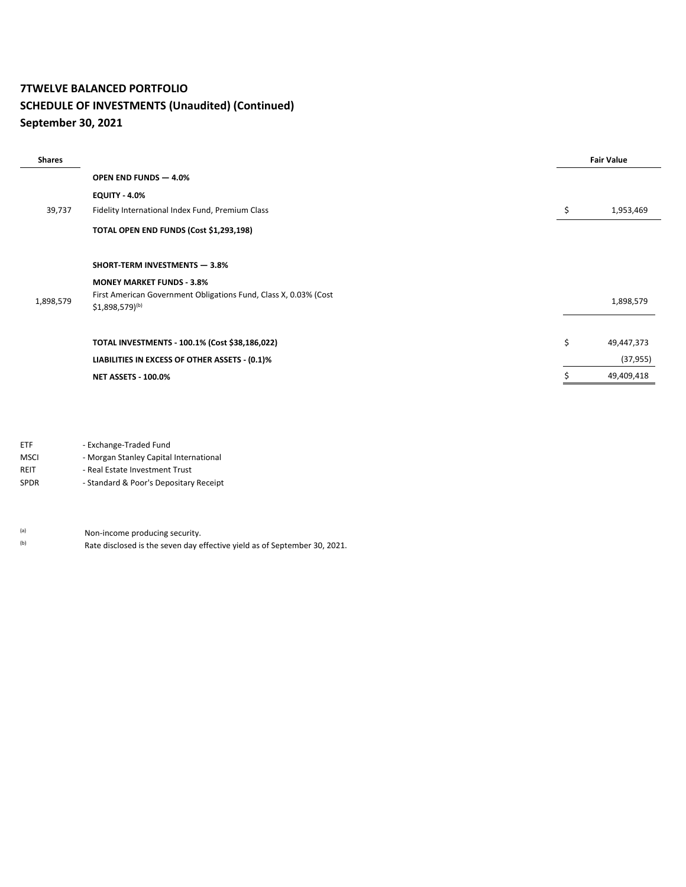**7TWELVE BALANCED PORTFOLIO**
**SCHEDULE OF INVESTMENTS (Unaudited) (Continued)**
**September 30, 2021**

| Shares | | Fair Value |
|---|---|---|
| | **OPEN END FUNDS — 4.0%** | |
| | **EQUITY - 4.0%** | |
| 39,737 | Fidelity International Index Fund, Premium Class | $ 1,953,469 |
| | **TOTAL OPEN END FUNDS (Cost $1,293,198)** | |
| | | |
| | **SHORT-TERM INVESTMENTS — 3.8%** | |
| | **MONEY MARKET FUNDS - 3.8%** | |
| 1,898,579 | First American Government Obligations Fund, Class X, 0.03% (Cost $1,898,579)[(b)] | 1,898,579 |
| | | |
| | **TOTAL INVESTMENTS - 100.1% (Cost $38,186,022)** | $ 49,447,373 |
| | **LIABILITIES IN EXCESS OF OTHER ASSETS - (0.1)%** | (37,955) |
| | **NET ASSETS - 100.0%** | $ 49,409,418 |

ETF - Exchange-Traded Fund
MSCI - Morgan Stanley Capital International
REIT - Real Estate Investment Trust
SPDR - Standard & Poor's Depositary Receipt

[(a)] Non-income producing security.
[(b)] Rate disclosed is the seven day effective yield as of September 30, 2021.